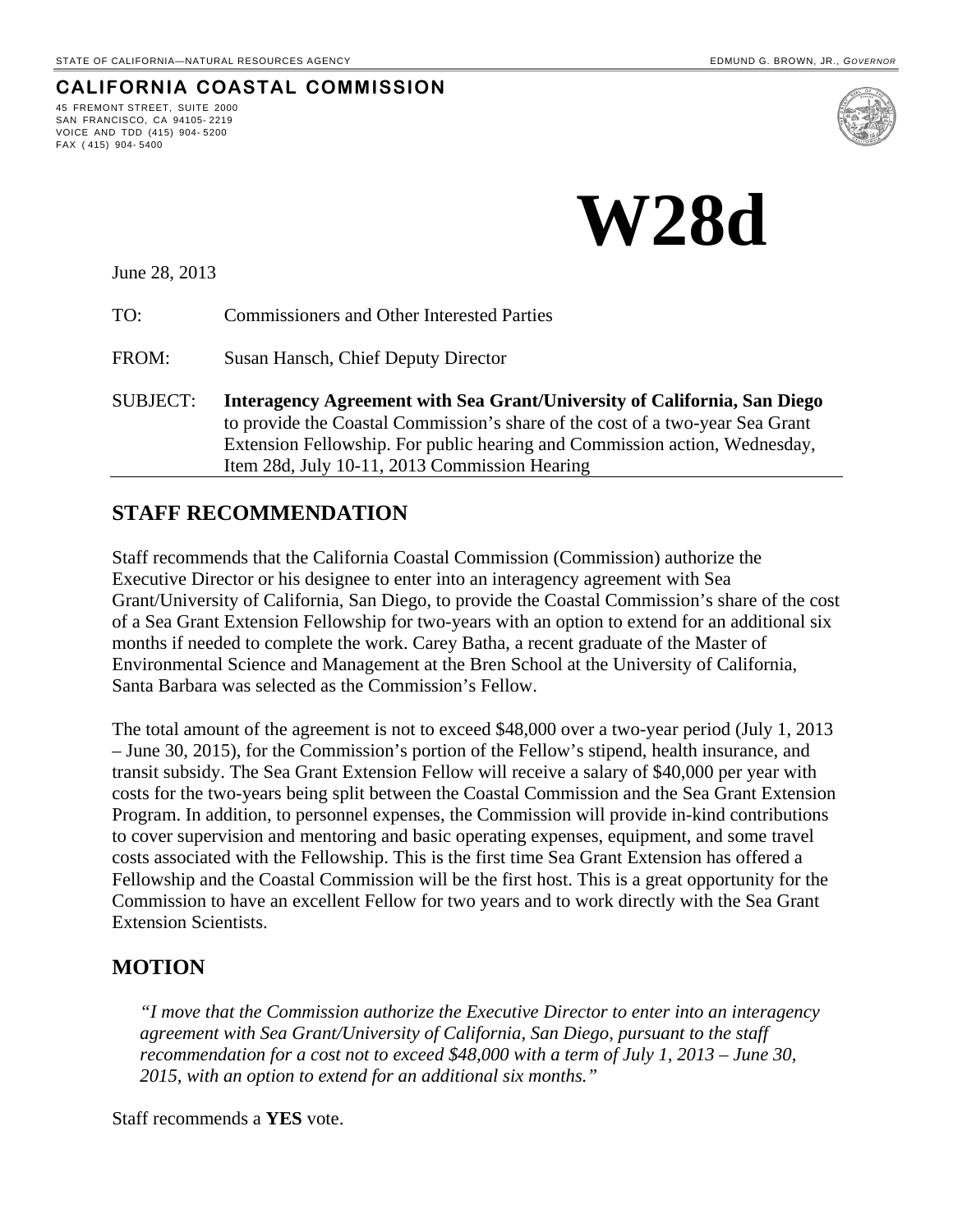STATE OF CALIFORNIA—NATURAL RESOURCES AGENCY

EDMUND G. BROWN, JR., *GOVERNOR*

**CALIFORNIA COASTAL COMMISSION**

45 FREMONT STREET, SUITE 2000
SAN FRANCISCO, CA 94105-2219
VOICE AND TDD (415) 904-5200
FAX (415) 904-5400

# W28d

June 28, 2013

TO: Commissioners and Other Interested Parties

FROM: Susan Hansch, Chief Deputy Director

SUBJECT: **Interagency Agreement with Sea Grant/University of California, San Diego** to provide the Coastal Commission's share of the cost of a two-year Sea Grant Extension Fellowship. For public hearing and Commission action, Wednesday, Item 28d, July 10-11, 2013 Commission Hearing

## STAFF RECOMMENDATION

Staff recommends that the California Coastal Commission (Commission) authorize the Executive Director or his designee to enter into an interagency agreement with Sea Grant/University of California, San Diego, to provide the Coastal Commission's share of the cost of a Sea Grant Extension Fellowship for two-years with an option to extend for an additional six months if needed to complete the work. Carey Batha, a recent graduate of the Master of Environmental Science and Management at the Bren School at the University of California, Santa Barbara was selected as the Commission's Fellow.

The total amount of the agreement is not to exceed $48,000 over a two-year period (July 1, 2013 – June 30, 2015), for the Commission's portion of the Fellow's stipend, health insurance, and transit subsidy. The Sea Grant Extension Fellow will receive a salary of $40,000 per year with costs for the two-years being split between the Coastal Commission and the Sea Grant Extension Program. In addition, to personnel expenses, the Commission will provide in-kind contributions to cover supervision and mentoring and basic operating expenses, equipment, and some travel costs associated with the Fellowship. This is the first time Sea Grant Extension has offered a Fellowship and the Coastal Commission will be the first host. This is a great opportunity for the Commission to have an excellent Fellow for two years and to work directly with the Sea Grant Extension Scientists.

## MOTION

*"I move that the Commission authorize the Executive Director to enter into an interagency agreement with Sea Grant/University of California, San Diego, pursuant to the staff recommendation for a cost not to exceed $48,000 with a term of July 1, 2013 – June 30, 2015, with an option to extend for an additional six months."*

Staff recommends a **YES** vote.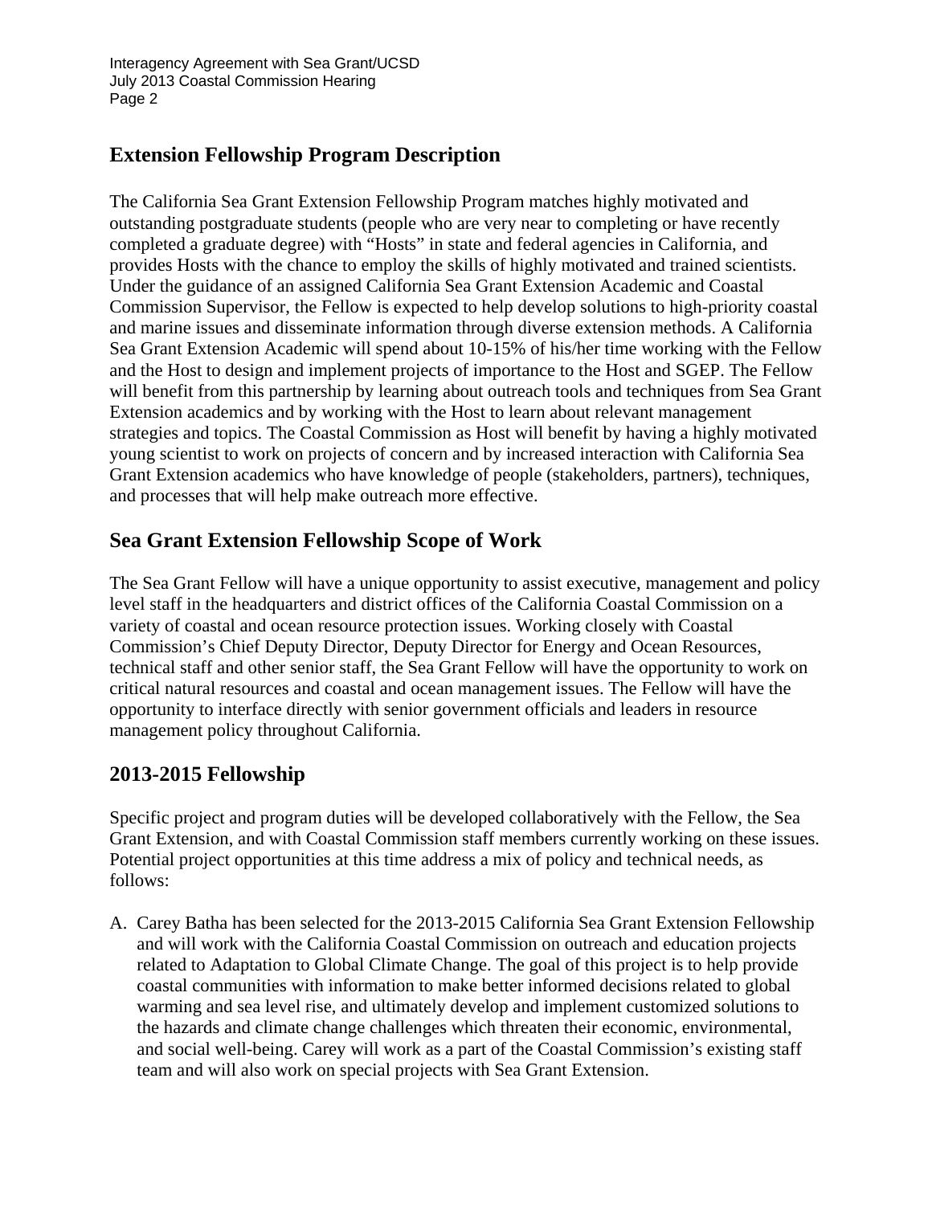## Extension Fellowship Program Description

The California Sea Grant Extension Fellowship Program matches highly motivated and outstanding postgraduate students (people who are very near to completing or have recently completed a graduate degree) with "Hosts" in state and federal agencies in California, and provides Hosts with the chance to employ the skills of highly motivated and trained scientists. Under the guidance of an assigned California Sea Grant Extension Academic and Coastal Commission Supervisor, the Fellow is expected to help develop solutions to high-priority coastal and marine issues and disseminate information through diverse extension methods. A California Sea Grant Extension Academic will spend about 10-15% of his/her time working with the Fellow and the Host to design and implement projects of importance to the Host and SGEP. The Fellow will benefit from this partnership by learning about outreach tools and techniques from Sea Grant Extension academics and by working with the Host to learn about relevant management strategies and topics. The Coastal Commission as Host will benefit by having a highly motivated young scientist to work on projects of concern and by increased interaction with California Sea Grant Extension academics who have knowledge of people (stakeholders, partners), techniques, and processes that will help make outreach more effective.

## Sea Grant Extension Fellowship Scope of Work

The Sea Grant Fellow will have a unique opportunity to assist executive, management and policy level staff in the headquarters and district offices of the California Coastal Commission on a variety of coastal and ocean resource protection issues. Working closely with Coastal Commission's Chief Deputy Director, Deputy Director for Energy and Ocean Resources, technical staff and other senior staff, the Sea Grant Fellow will have the opportunity to work on critical natural resources and coastal and ocean management issues. The Fellow will have the opportunity to interface directly with senior government officials and leaders in resource management policy throughout California.

## 2013-2015 Fellowship

Specific project and program duties will be developed collaboratively with the Fellow, the Sea Grant Extension, and with Coastal Commission staff members currently working on these issues. Potential project opportunities at this time address a mix of policy and technical needs, as follows:

A. Carey Batha has been selected for the 2013-2015 California Sea Grant Extension Fellowship and will work with the California Coastal Commission on outreach and education projects related to Adaptation to Global Climate Change. The goal of this project is to help provide coastal communities with information to make better informed decisions related to global warming and sea level rise, and ultimately develop and implement customized solutions to the hazards and climate change challenges which threaten their economic, environmental, and social well-being. Carey will work as a part of the Coastal Commission's existing staff team and will also work on special projects with Sea Grant Extension.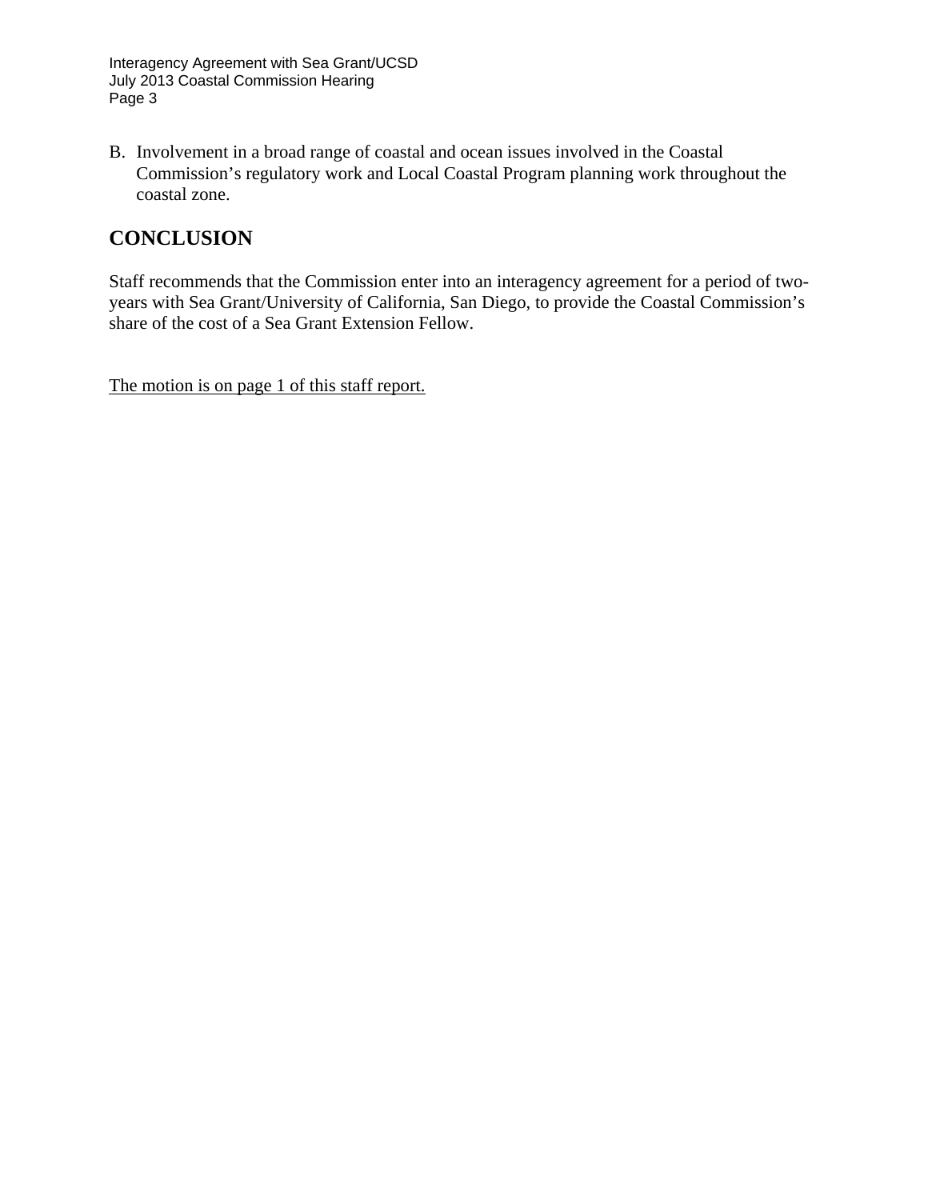B. Involvement in a broad range of coastal and ocean issues involved in the Coastal Commission's regulatory work and Local Coastal Program planning work throughout the coastal zone.

## CONCLUSION

Staff recommends that the Commission enter into an interagency agreement for a period of two-years with Sea Grant/University of California, San Diego, to provide the Coastal Commission's share of the cost of a Sea Grant Extension Fellow.

<u>The motion is on page 1 of this staff report.</u>